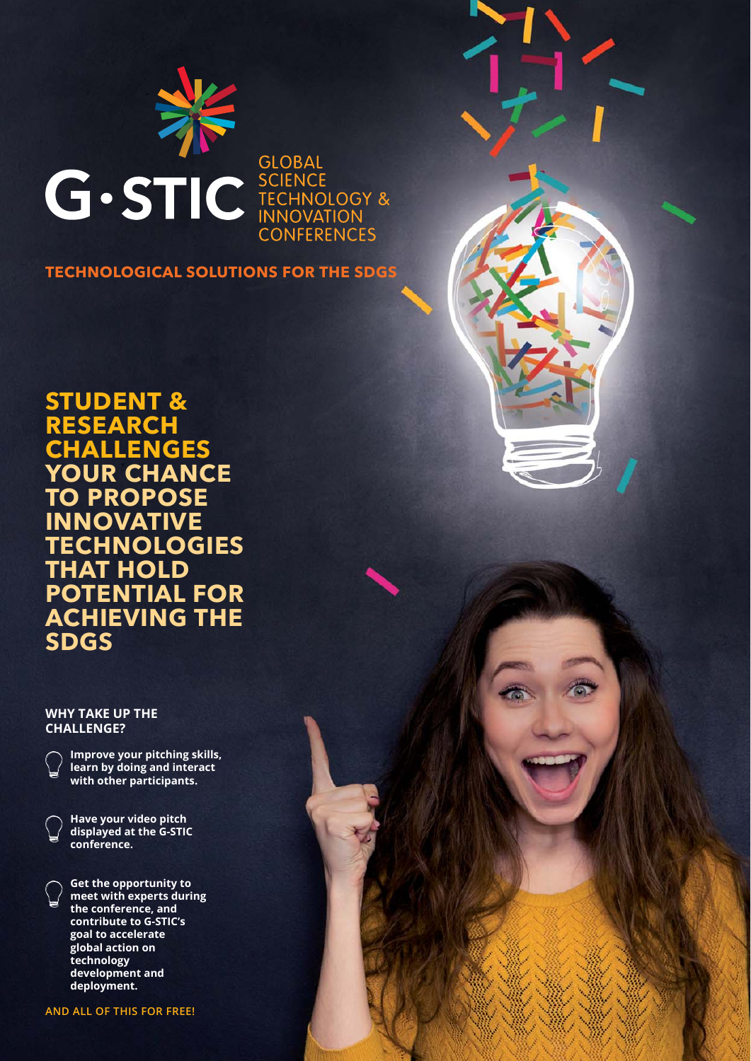# G·STIC

GLOBAL SCIENCE TECHNOLOGY & INNOVATION CONFERENCES

**TECHNOLOGICAL SOLUTIONS FOR THE SDGS**

## STUDENT & RESEARCH CHALLENGES

## YOUR CHANCE TO PROPOSE INNOVATIVE TECHNOLOGIES THAT HOLD POTENTIAL FOR ACHIEVING THE SDGS

### WHY TAKE UP THE CHALLENGE?

- **Improve your pitching skills, learn by doing and interact with other participants.**
- **Have your video pitch displayed at the G-STIC conference.**
- **Get the opportunity to meet with experts during the conference, and contribute to G-STIC's goal to accelerate global action on technology development and deployment.**

**AND ALL OF THIS FOR FREE!**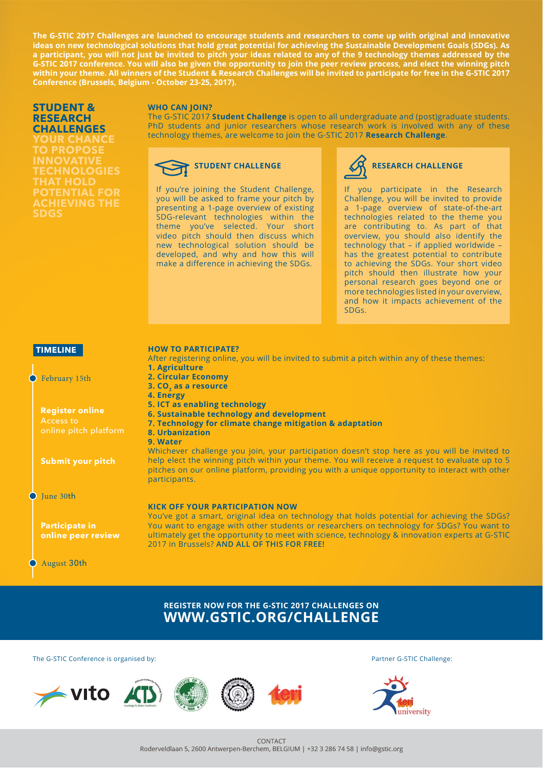**The G-STIC 2017 Challenges are launched to encourage students and researchers to come up with original and innovative ideas on new technological solutions that hold great potential for achieving the Sustainable Development Goals (SDGs). As a participant, you will not just be invited to pitch your ideas related to any of the 9 technology themes addressed by the G-STIC 2017 conference. You will also be given the opportunity to join the peer review process, and elect the winning pitch within your theme. All winners of the Student & Research Challenges will be invited to participate for free in the G-STIC 2017 Conference (Brussels, Belgium - October 23-25, 2017).**

## STUDENT & RESEARCH CHALLENGES

## YOUR CHANCE TO PROPOSE INNOVATIVE TECHNOLOGIES THAT HOLD POTENTIAL FOR ACHIEVING THE SDGS

### WHO CAN JOIN?

The G-STIC 2017 **Student Challenge** is open to all undergraduate and (post)graduate students. PhD students and junior researchers whose research work is involved with any of these technology themes, are welcome to join the G-STIC 2017 **Research Challenge**.

### STUDENT CHALLENGE

If you're joining the Student Challenge, you will be asked to frame your pitch by presenting a 1-page overview of existing SDG-relevant technologies within the theme you've selected. Your short video pitch should then discuss which new technological solution should be developed, and why and how this will make a difference in achieving the SDGs.

### RESEARCH CHALLENGE

If you participate in the Research Challenge, you will be invited to provide a 1-page overview of state-of-the-art technologies related to the theme you are contributing to. As part of that overview, you should also identify the technology that – if applied worldwide – has the greatest potential to contribute to achieving the SDGs. Your short video pitch should then illustrate how your personal research goes beyond one or more technologies listed in your overview, and how it impacts achievement of the SDGs.

### TIMELINE

- February 15th
- **Register online**
  Access to online pitch platform
- **Submit your pitch**
- June 30th
- **Participate in online peer review**
- August 30th

### HOW TO PARTICIPATE?

After registering online, you will be invited to submit a pitch within any of these themes:

1. **Agriculture**
2. **Circular Economy**
3. **$CO_2$ as a resource**
4. **Energy**
5. **ICT as enabling technology**
6. **Sustainable technology and development**
7. **Technology for climate change mitigation & adaptation**
8. **Urbanization**
9. **Water**

Whichever challenge you join, your participation doesn't stop here as you will be invited to help elect the winning pitch within your theme. You will receive a request to evaluate up to 5 pitches on our online platform, providing you with a unique opportunity to interact with other participants.

### KICK OFF YOUR PARTICIPATION NOW

You've got a smart, original idea on technology that holds potential for achieving the SDGs? You want to engage with other students or researchers on technology for SDGs? You want to ultimately get the opportunity to meet with science, technology & innovation experts at G-STIC 2017 in Brussels? **AND ALL OF THIS FOR FREE!**

**REGISTER NOW FOR THE G-STIC 2017 CHALLENGES ON**
**WWW.GSTIC.ORG/CHALLENGE**

The G-STIC Conference is organised by:

Partner G-STIC Challenge:

CONTACT
Roderveldlaan 5, 2600 Antwerpen-Berchem, BELGIUM | +32 3 286 74 58 | info@gstic.org